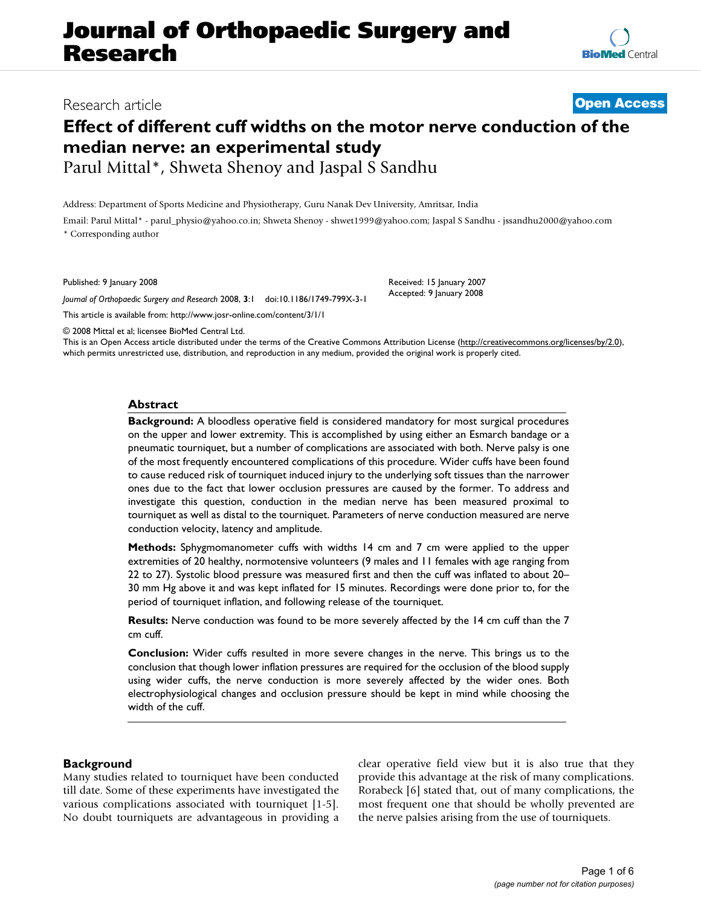# Journal of Orthopaedic Surgery and Research

Research article

**Open Access**

# Effect of different cuff widths on the motor nerve conduction of the median nerve: an experimental study

Parul Mittal*, Shweta Shenoy and Jaspal S Sandhu

Address: Department of Sports Medicine and Physiotherapy, Guru Nanak Dev University, Amritsar, India

Email: Parul Mittal* - parul_physio@yahoo.co.in; Shweta Shenoy - shwet1999@yahoo.com; Jaspal S Sandhu - jssandhu2000@yahoo.com

* Corresponding author

Published: 9 January 2008

*Journal of Orthopaedic Surgery and Research* 2008, **3**:1 doi:10.1186/1749-799X-3-1

Received: 15 January 2007
Accepted: 9 January 2008

This article is available from: http://www.josr-online.com/content/3/1/1

© 2008 Mittal et al; licensee BioMed Central Ltd.
This is an Open Access article distributed under the terms of the Creative Commons Attribution License (http://creativecommons.org/licenses/by/2.0), which permits unrestricted use, distribution, and reproduction in any medium, provided the original work is properly cited.

## Abstract

**Background:** A bloodless operative field is considered mandatory for most surgical procedures on the upper and lower extremity. This is accomplished by using either an Esmarch bandage or a pneumatic tourniquet, but a number of complications are associated with both. Nerve palsy is one of the most frequently encountered complications of this procedure. Wider cuffs have been found to cause reduced risk of tourniquet induced injury to the underlying soft tissues than the narrower ones due to the fact that lower occlusion pressures are caused by the former. To address and investigate this question, conduction in the median nerve has been measured proximal to tourniquet as well as distal to the tourniquet. Parameters of nerve conduction measured are nerve conduction velocity, latency and amplitude.

**Methods:** Sphygmomanometer cuffs with widths 14 cm and 7 cm were applied to the upper extremities of 20 healthy, normotensive volunteers (9 males and 11 females with age ranging from 22 to 27). Systolic blood pressure was measured first and then the cuff was inflated to about 20–30 mm Hg above it and was kept inflated for 15 minutes. Recordings were done prior to, for the period of tourniquet inflation, and following release of the tourniquet.

**Results:** Nerve conduction was found to be more severely affected by the 14 cm cuff than the 7 cm cuff.

**Conclusion:** Wider cuffs resulted in more severe changes in the nerve. This brings us to the conclusion that though lower inflation pressures are required for the occlusion of the blood supply using wider cuffs, the nerve conduction is more severely affected by the wider ones. Both electrophysiological changes and occlusion pressure should be kept in mind while choosing the width of the cuff.

## Background

Many studies related to tourniquet have been conducted till date. Some of these experiments have investigated the various complications associated with tourniquet [1-5]. No doubt tourniquets are advantageous in providing a clear operative field view but it is also true that they provide this advantage at the risk of many complications. Rorabeck [6] stated that, out of many complications, the most frequent one that should be wholly prevented are the nerve palsies arising from the use of tourniquets.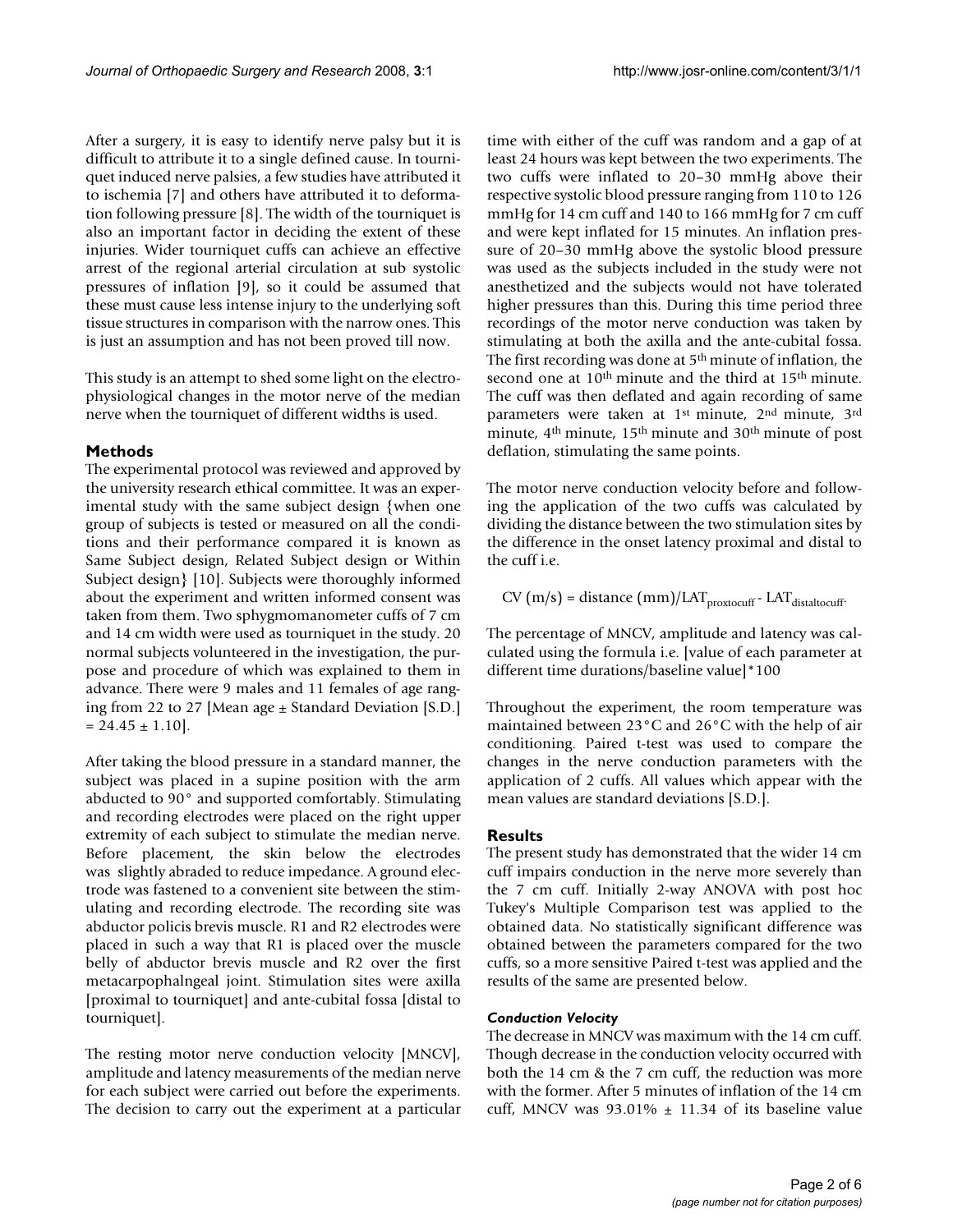After a surgery, it is easy to identify nerve palsy but it is difficult to attribute it to a single defined cause. In tourniquet induced nerve palsies, a few studies have attributed it to ischemia [7] and others have attributed it to deformation following pressure [8]. The width of the tourniquet is also an important factor in deciding the extent of these injuries. Wider tourniquet cuffs can achieve an effective arrest of the regional arterial circulation at sub systolic pressures of inflation [9], so it could be assumed that these must cause less intense injury to the underlying soft tissue structures in comparison with the narrow ones. This is just an assumption and has not been proved till now.

This study is an attempt to shed some light on the electrophysiological changes in the motor nerve of the median nerve when the tourniquet of different widths is used.

## Methods

The experimental protocol was reviewed and approved by the university research ethical committee. It was an experimental study with the same subject design {when one group of subjects is tested or measured on all the conditions and their performance compared it is known as Same Subject design, Related Subject design or Within Subject design} [10]. Subjects were thoroughly informed about the experiment and written informed consent was taken from them. Two sphygmomanometer cuffs of 7 cm and 14 cm width were used as tourniquet in the study. 20 normal subjects volunteered in the investigation, the purpose and procedure of which was explained to them in advance. There were 9 males and 11 females of age ranging from 22 to 27 [Mean age ± Standard Deviation [S.D.] = 24.45 ± 1.10].

After taking the blood pressure in a standard manner, the subject was placed in a supine position with the arm abducted to 90° and supported comfortably. Stimulating and recording electrodes were placed on the right upper extremity of each subject to stimulate the median nerve. Before placement, the skin below the electrodes was slightly abraded to reduce impedance. A ground electrode was fastened to a convenient site between the stimulating and recording electrode. The recording site was abductor policis brevis muscle. R1 and R2 electrodes were placed in such a way that R1 is placed over the muscle belly of abductor brevis muscle and R2 over the first metacarpophalngeal joint. Stimulation sites were axilla [proximal to tourniquet] and ante-cubital fossa [distal to tourniquet].

The resting motor nerve conduction velocity [MNCV], amplitude and latency measurements of the median nerve for each subject were carried out before the experiments. The decision to carry out the experiment at a particular time with either of the cuff was random and a gap of at least 24 hours was kept between the two experiments. The two cuffs were inflated to 20–30 mmHg above their respective systolic blood pressure ranging from 110 to 126 mmHg for 14 cm cuff and 140 to 166 mmHg for 7 cm cuff and were kept inflated for 15 minutes. An inflation pressure of 20–30 mmHg above the systolic blood pressure was used as the subjects included in the study were not anesthetized and the subjects would not have tolerated higher pressures than this. During this time period three recordings of the motor nerve conduction was taken by stimulating at both the axilla and the ante-cubital fossa. The first recording was done at 5th minute of inflation, the second one at 10th minute and the third at 15th minute. The cuff was then deflated and again recording of same parameters were taken at 1st minute, 2nd minute, 3rd minute, 4th minute, 15th minute and 30th minute of post deflation, stimulating the same points.

The motor nerve conduction velocity before and following the application of the two cuffs was calculated by dividing the distance between the two stimulation sites by the difference in the onset latency proximal and distal to the cuff i.e.

$$CV\ (m/s) = distance\ (mm)/LAT_{proxtocuff} - LAT_{distaltocuff}.$$

The percentage of MNCV, amplitude and latency was calculated using the formula i.e. [value of each parameter at different time durations/baseline value]*100

Throughout the experiment, the room temperature was maintained between 23°C and 26°C with the help of air conditioning. Paired t-test was used to compare the changes in the nerve conduction parameters with the application of 2 cuffs. All values which appear with the mean values are standard deviations [S.D.].

## Results

The present study has demonstrated that the wider 14 cm cuff impairs conduction in the nerve more severely than the 7 cm cuff. Initially 2-way ANOVA with post hoc Tukey's Multiple Comparison test was applied to the obtained data. No statistically significant difference was obtained between the parameters compared for the two cuffs, so a more sensitive Paired t-test was applied and the results of the same are presented below.

### *Conduction Velocity*

The decrease in MNCV was maximum with the 14 cm cuff. Though decrease in the conduction velocity occurred with both the 14 cm & the 7 cm cuff, the reduction was more with the former. After 5 minutes of inflation of the 14 cm cuff, MNCV was 93.01% ± 11.34 of its baseline value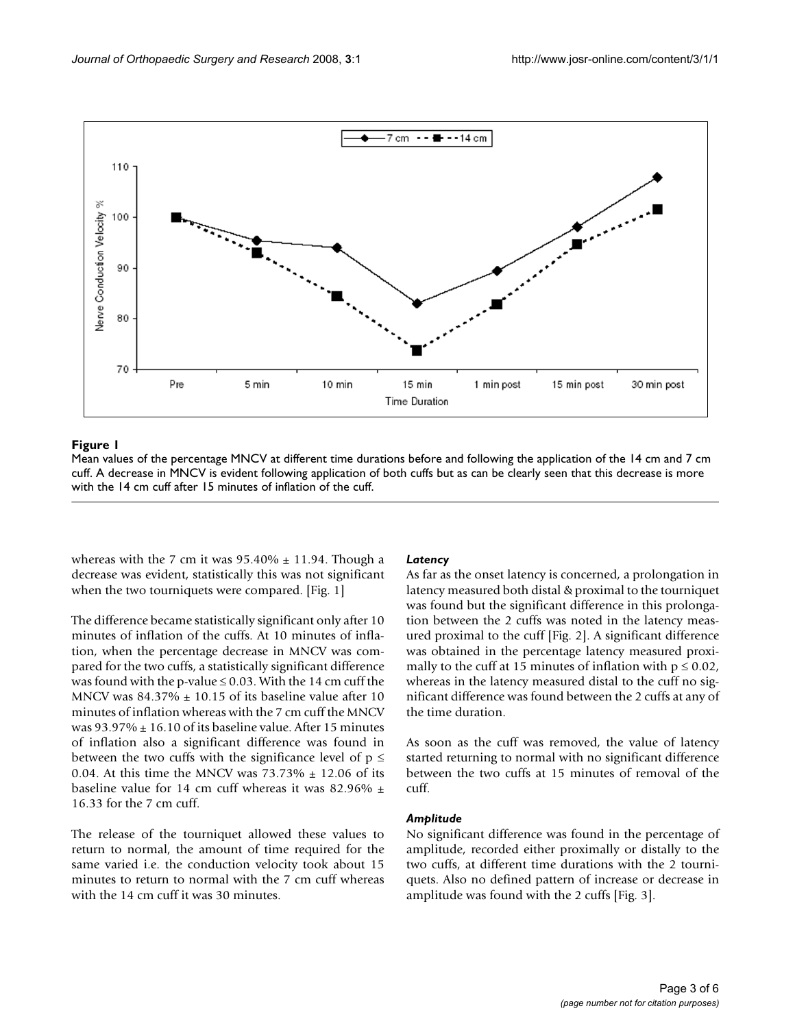**Figure 1**

Mean values of the percentage MNCV at different time durations before and following the application of the 14 cm and 7 cm cuff. A decrease in MNCV is evident following application of both cuffs but as can be clearly seen that this decrease is more with the 14 cm cuff after 15 minutes of inflation of the cuff.

whereas with the 7 cm it was 95.40% ± 11.94. Though a decrease was evident, statistically this was not significant when the two tourniquets were compared. [Fig. 1]

The difference became statistically significant only after 10 minutes of inflation of the cuffs. At 10 minutes of inflation, when the percentage decrease in MNCV was compared for the two cuffs, a statistically significant difference was found with the p-value $\leq 0.03$. With the 14 cm cuff the MNCV was 84.37% ± 10.15 of its baseline value after 10 minutes of inflation whereas with the 7 cm cuff the MNCV was 93.97% ± 16.10 of its baseline value. After 15 minutes of inflation also a significant difference was found in between the two cuffs with the significance level of $p \leq 0.04$. At this time the MNCV was 73.73% ± 12.06 of its baseline value for 14 cm cuff whereas it was 82.96% ± 16.33 for the 7 cm cuff.

The release of the tourniquet allowed these values to return to normal, the amount of time required for the same varied i.e. the conduction velocity took about 15 minutes to return to normal with the 7 cm cuff whereas with the 14 cm cuff it was 30 minutes.

### *Latency*

As far as the onset latency is concerned, a prolongation in latency measured both distal & proximal to the tourniquet was found but the significant difference in this prolongation between the 2 cuffs was noted in the latency measured proximal to the cuff [Fig. 2]. A significant difference was obtained in the percentage latency measured proximally to the cuff at 15 minutes of inflation with $p \leq 0.02$, whereas in the latency measured distal to the cuff no significant difference was found between the 2 cuffs at any of the time duration.

As soon as the cuff was removed, the value of latency started returning to normal with no significant difference between the two cuffs at 15 minutes of removal of the cuff.

### *Amplitude*

No significant difference was found in the percentage of amplitude, recorded either proximally or distally to the two cuffs, at different time durations with the 2 tourniquets. Also no defined pattern of increase or decrease in amplitude was found with the 2 cuffs [Fig. 3].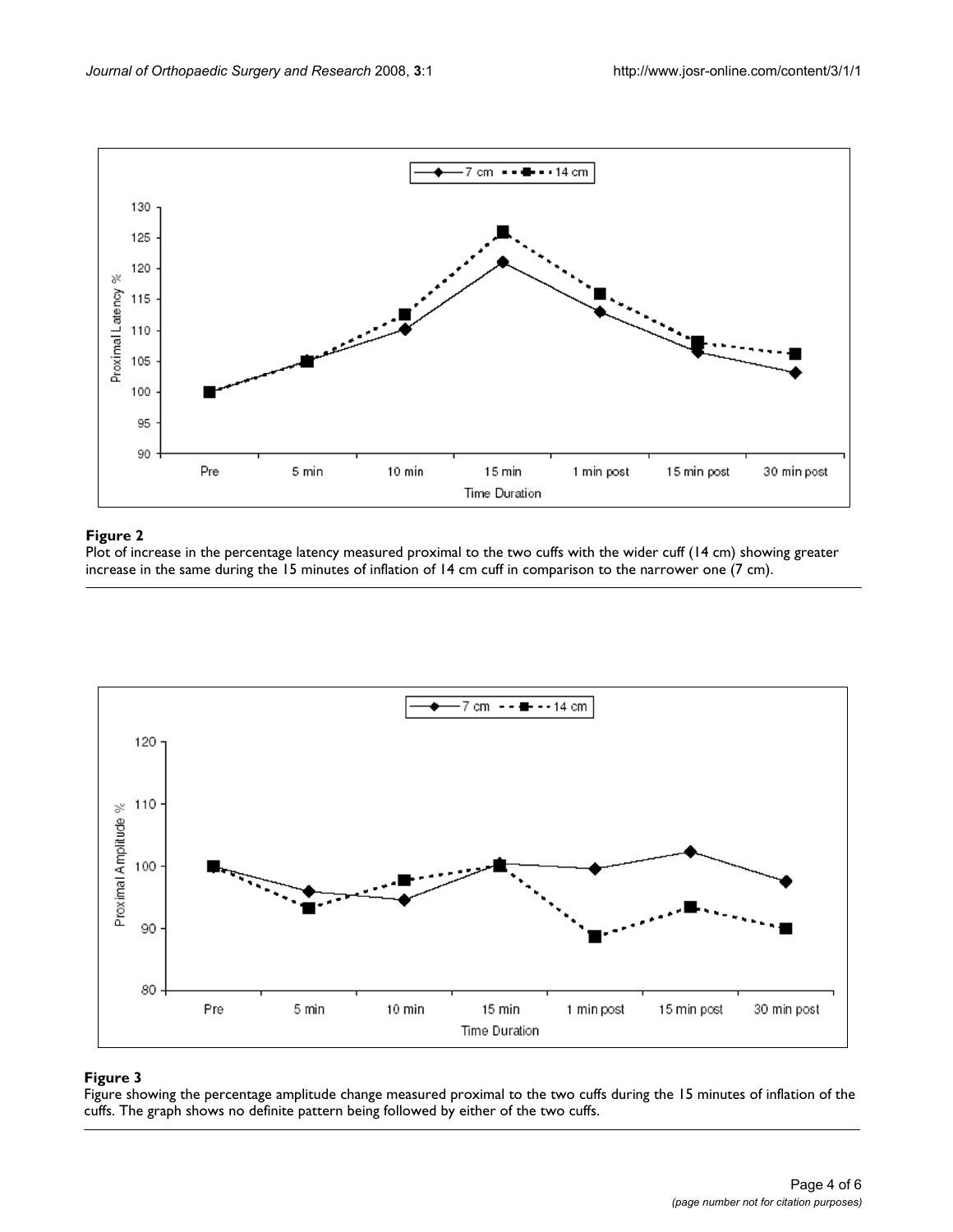**Figure 2**

Plot of increase in the percentage latency measured proximal to the two cuffs with the wider cuff (14 cm) showing greater increase in the same during the 15 minutes of inflation of 14 cm cuff in comparison to the narrower one (7 cm).

**Figure 3**

Figure showing the percentage amplitude change measured proximal to the two cuffs during the 15 minutes of inflation of the cuffs. The graph shows no definite pattern being followed by either of the two cuffs.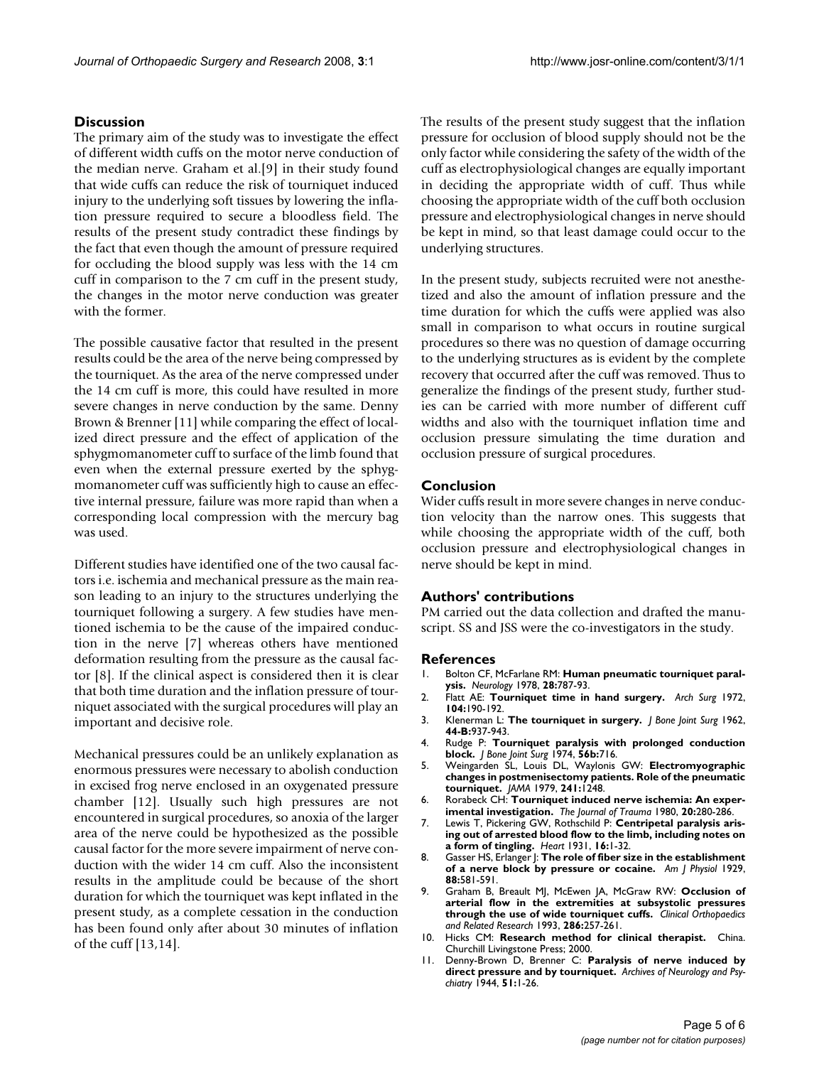## Discussion

The primary aim of the study was to investigate the effect of different width cuffs on the motor nerve conduction of the median nerve. Graham et al.[9] in their study found that wide cuffs can reduce the risk of tourniquet induced injury to the underlying soft tissues by lowering the inflation pressure required to secure a bloodless field. The results of the present study contradict these findings by the fact that even though the amount of pressure required for occluding the blood supply was less with the 14 cm cuff in comparison to the 7 cm cuff in the present study, the changes in the motor nerve conduction was greater with the former.

The possible causative factor that resulted in the present results could be the area of the nerve being compressed by the tourniquet. As the area of the nerve compressed under the 14 cm cuff is more, this could have resulted in more severe changes in nerve conduction by the same. Denny Brown & Brenner [11] while comparing the effect of localized direct pressure and the effect of application of the sphygmomanometer cuff to surface of the limb found that even when the external pressure exerted by the sphygmomanometer cuff was sufficiently high to cause an effective internal pressure, failure was more rapid than when a corresponding local compression with the mercury bag was used.

Different studies have identified one of the two causal factors i.e. ischemia and mechanical pressure as the main reason leading to an injury to the structures underlying the tourniquet following a surgery. A few studies have mentioned ischemia to be the cause of the impaired conduction in the nerve [7] whereas others have mentioned deformation resulting from the pressure as the causal factor [8]. If the clinical aspect is considered then it is clear that both time duration and the inflation pressure of tourniquet associated with the surgical procedures will play an important and decisive role.

Mechanical pressures could be an unlikely explanation as enormous pressures were necessary to abolish conduction in excised frog nerve enclosed in an oxygenated pressure chamber [12]. Usually such high pressures are not encountered in surgical procedures, so anoxia of the larger area of the nerve could be hypothesized as the possible causal factor for the more severe impairment of nerve conduction with the wider 14 cm cuff. Also the inconsistent results in the amplitude could be because of the short duration for which the tourniquet was kept inflated in the present study, as a complete cessation in the conduction has been found only after about 30 minutes of inflation of the cuff [13,14].

The results of the present study suggest that the inflation pressure for occlusion of blood supply should not be the only factor while considering the safety of the width of the cuff as electrophysiological changes are equally important in deciding the appropriate width of cuff. Thus while choosing the appropriate width of the cuff both occlusion pressure and electrophysiological changes in nerve should be kept in mind, so that least damage could occur to the underlying structures.

In the present study, subjects recruited were not anesthetized and also the amount of inflation pressure and the time duration for which the cuffs were applied was also small in comparison to what occurs in routine surgical procedures so there was no question of damage occurring to the underlying structures as is evident by the complete recovery that occurred after the cuff was removed. Thus to generalize the findings of the present study, further studies can be carried with more number of different cuff widths and also with the tourniquet inflation time and occlusion pressure simulating the time duration and occlusion pressure of surgical procedures.

## Conclusion

Wider cuffs result in more severe changes in nerve conduction velocity than the narrow ones. This suggests that while choosing the appropriate width of the cuff, both occlusion pressure and electrophysiological changes in nerve should be kept in mind.

## Authors' contributions

PM carried out the data collection and drafted the manuscript. SS and JSS were the co-investigators in the study.

## References

1. Bolton CF, McFarlane RM: **Human pneumatic tourniquet paralysis.** *Neurology* 1978, **28:**787-93.
2. Flatt AE: **Tourniquet time in hand surgery.** *Arch Surg* 1972, **104:**190-192.
3. Klenerman L: **The tourniquet in surgery.** *J Bone Joint Surg* 1962, **44-B:**937-943.
4. Rudge P: **Tourniquet paralysis with prolonged conduction block.** *J Bone Joint Surg* 1974, **56b:**716.
5. Weingarden SL, Louis DL, Waylonis GW: **Electromyographic changes in postmenisectomy patients. Role of the pneumatic tourniquet.** *JAMA* 1979, **241:**1248.
6. Rorabeck CH: **Tourniquet induced nerve ischemia: An experimental investigation.** *The Journal of Trauma* 1980, **20:**280-286.
7. Lewis T, Pickering GW, Rothschild P: **Centripetal paralysis arising out of arrested blood flow to the limb, including notes on a form of tingling.** *Heart* 1931, **16:**1-32.
8. Gasser HS, Erlanger J: **The role of fiber size in the establishment of a nerve block by pressure or cocaine.** *Am J Physiol* 1929, **88:**581-591.
9. Graham B, Breault MJ, McEwen JA, McGraw RW: **Occlusion of arterial flow in the extremities at subsystolic pressures through the use of wide tourniquet cuffs.** *Clinical Orthopaedics and Related Research* 1993, **286:**257-261.
10. Hicks CM: **Research method for clinical therapist.** China. Churchill Livingstone Press; 2000.
11. Denny-Brown D, Brenner C: **Paralysis of nerve induced by direct pressure and by tourniquet.** *Archives of Neurology and Psychiatry* 1944, **51:**1-26.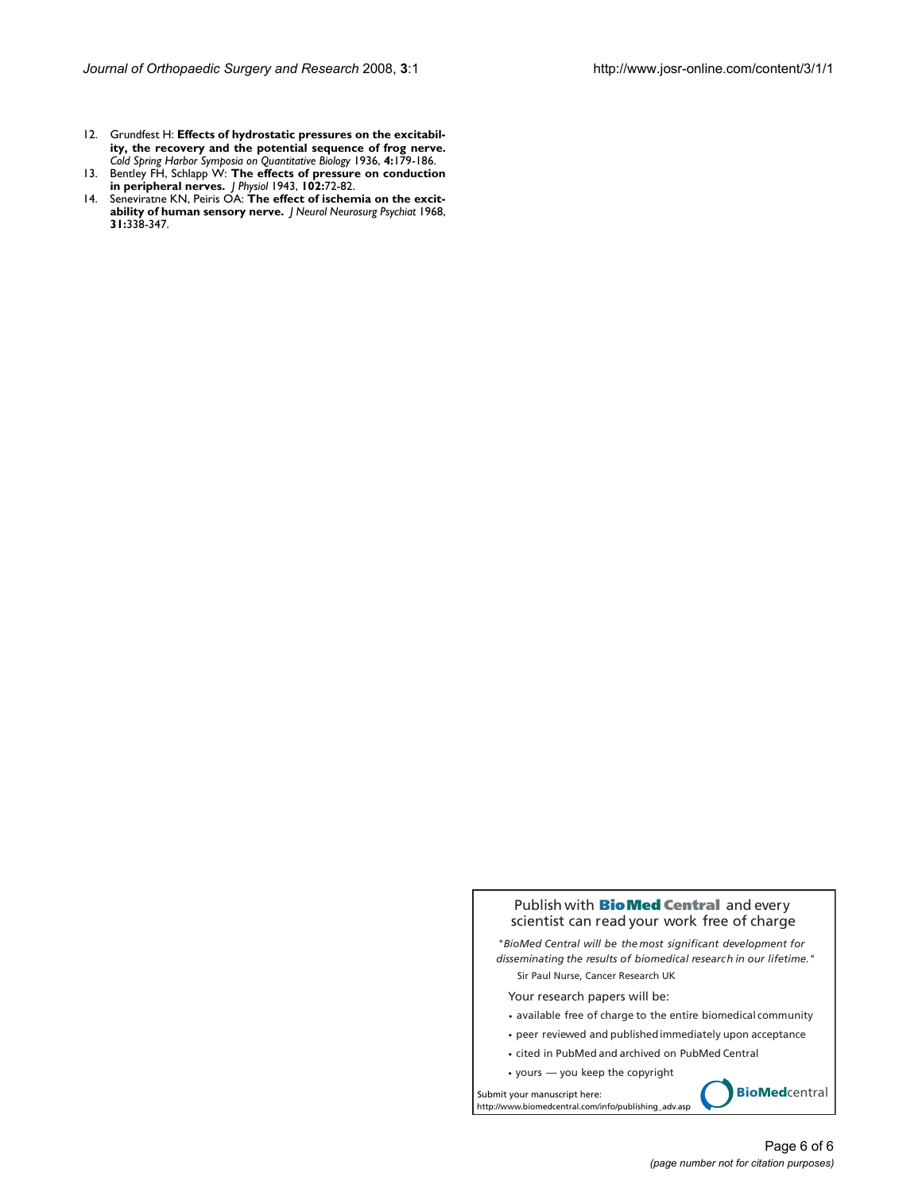12. Grundfest H: **Effects of hydrostatic pressures on the excitability, the recovery and the potential sequence of frog nerve.** *Cold Spring Harbor Symposia on Quantitative Biology* 1936, **4:**179-186.
13. Bentley FH, Schlapp W: **The effects of pressure on conduction in peripheral nerves.** *J Physiol* 1943, **102:**72-82.
14. Seneviratne KN, Peiris OA: **The effect of ischemia on the excitability of human sensory nerve.** *J Neurol Neurosurg Psychiat* 1968, **31:**338-347.

Publish with **BioMed Central** and every scientist can read your work free of charge

*"BioMed Central will be the most significant development for disseminating the results of biomedical research in our lifetime."*

Sir Paul Nurse, Cancer Research UK

Your research papers will be:

- available free of charge to the entire biomedical community
- peer reviewed and published immediately upon acceptance
- cited in PubMed and archived on PubMed Central
- yours — you keep the copyright

Submit your manuscript here:
http://www.biomedcentral.com/info/publishing_adv.asp

**BioMed**central